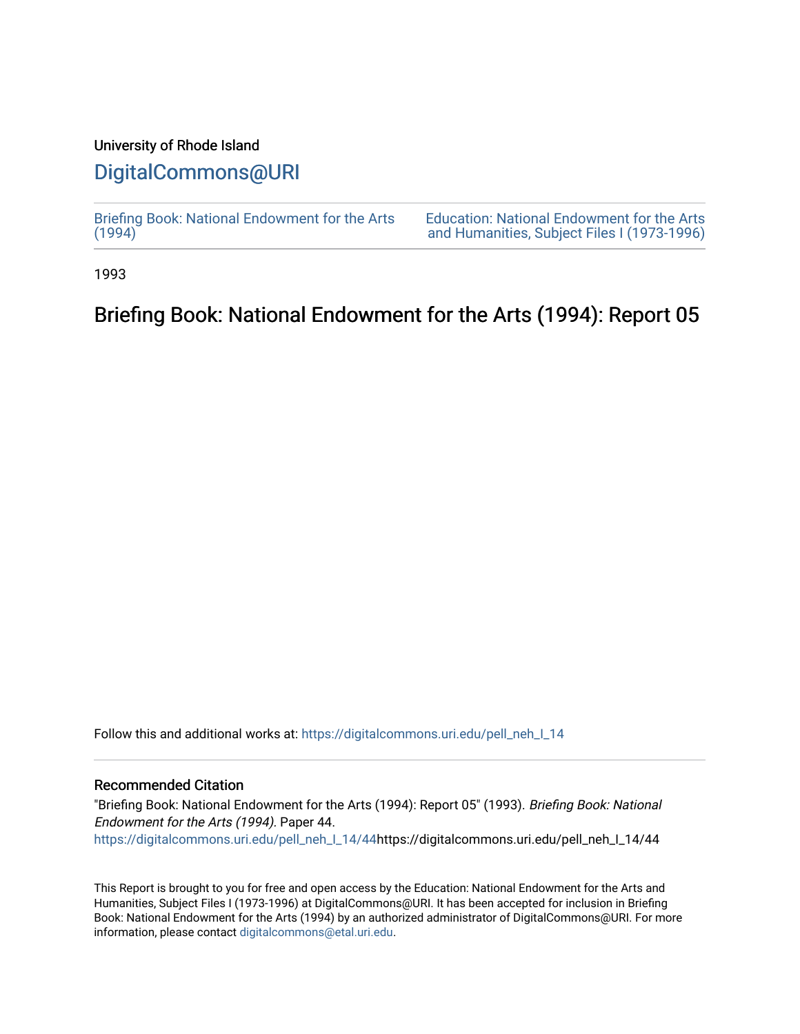University of Rhode Island

# DigitalCommons@URI

Briefing Book: National Endowment for the Arts (1994)

Education: National Endowment for the Arts and Humanities, Subject Files I (1973-1996)

1993

## Briefing Book: National Endowment for the Arts (1994): Report 05

Follow this and additional works at: https://digitalcommons.uri.edu/pell_neh_I_14

### Recommended Citation

"Briefing Book: National Endowment for the Arts (1994): Report 05" (1993). *Briefing Book: National Endowment for the Arts (1994).* Paper 44.
https://digitalcommons.uri.edu/pell_neh_I_14/44https://digitalcommons.uri.edu/pell_neh_I_14/44

This Report is brought to you for free and open access by the Education: National Endowment for the Arts and Humanities, Subject Files I (1973-1996) at DigitalCommons@URI. It has been accepted for inclusion in Briefing Book: National Endowment for the Arts (1994) by an authorized administrator of DigitalCommons@URI. For more information, please contact digitalcommons@etal.uri.edu.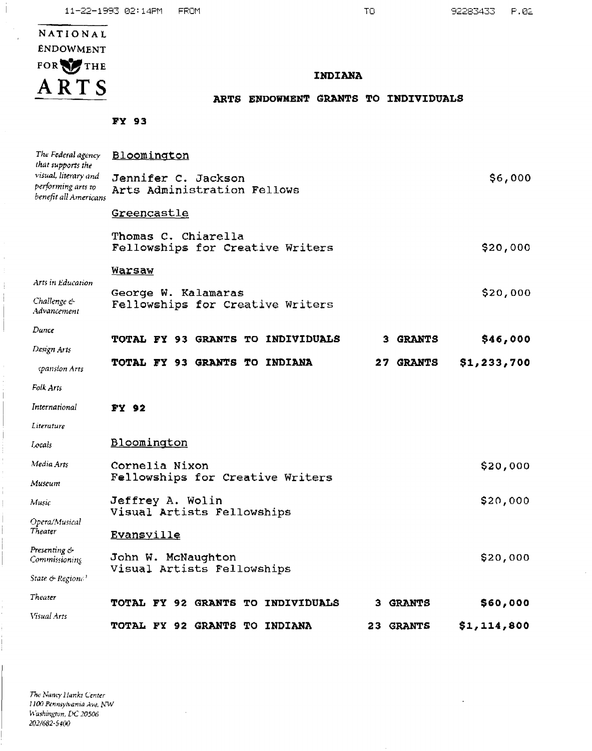NATIONAL ENDOWMENT FOR THE ARTS

# INDIANA

## ARTS ENDOWMENT GRANTS TO INDIVIDUALS

*The Federal agency that supports the visual, literary and performing arts to benefit all Americans*

Arts in Education · Challenge & Advancement · Dance · Design Arts · Expansion Arts · Folk Arts · International · Literature · Locals · Media Arts · Museum · Music · Opera/Musical Theater · Presenting & Commissioning · State & Regional · Theater · Visual Arts

### FY 93

**Bloomington**

Jennifer C. Jackson — $6,000
Arts Administration Fellows

**Greencastle**

Thomas C. Chiarella — $20,000
Fellowships for Creative Writers

**Warsaw**

George W. Kalamaras — $20,000
Fellowships for Creative Writers

**TOTAL FY 93 GRANTS TO INDIVIDUALS — 3 GRANTS — $46,000**

**TOTAL FY 93 GRANTS TO INDIANA — 27 GRANTS — $1,233,700**

### FY 92

**Bloomington**

Cornelia Nixon — $20,000
Fellowships for Creative Writers

Jeffrey A. Wolin — $20,000
Visual Artists Fellowships

**Evansville**

John W. McNaughton — $20,000
Visual Artists Fellowships

**TOTAL FY 92 GRANTS TO INDIVIDUALS — 3 GRANTS — $60,000**

**TOTAL FY 92 GRANTS TO INDIANA — 23 GRANTS — $1,114,800**

*The Nancy Hanks Center*
*1100 Pennsylvania Ave, NW*
*Washington, DC 20506*
*202/682-5400*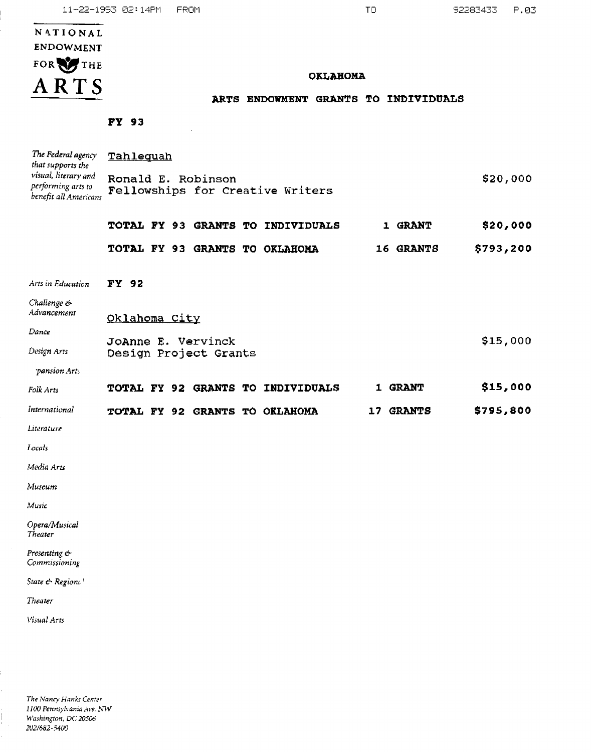NATIONAL ENDOWMENT FOR THE ARTS

## OKLAHOMA

## ARTS ENDOWMENT GRANTS TO INDIVIDUALS

**FY 93**

*The Federal agency that supports the visual, literary and performing arts to benefit all Americans*

Tahlequah

| | | |
|---|---|---|
| Ronald E. Robinson<br>Fellowships for Creative Writers | | $20,000 |
| **TOTAL FY 93 GRANTS TO INDIVIDUALS** | **1 GRANT** | **$20,000** |
| **TOTAL FY 93 GRANTS TO OKLAHOMA** | **16 GRANTS** | **$793,200** |

**FY 92**

Oklahoma City

| | | |
|---|---|---|
| JoAnne E. Vervinck<br>Design Project Grants | | $15,000 |
| **TOTAL FY 92 GRANTS TO INDIVIDUALS** | **1 GRANT** | **$15,000** |
| **TOTAL FY 92 GRANTS TO OKLAHOMA** | **17 GRANTS** | **$795,800** |

*Arts in Education*
*Challenge & Advancement*
*Dance*
*Design Arts*
*Expansion Arts*
*Folk Arts*
*International*
*Literature*
*Locals*
*Media Arts*
*Museum*
*Music*
*Opera/Musical Theater*
*Presenting & Commissioning*
*State & Regional*
*Theater*
*Visual Arts*

*The Nancy Hanks Center*
*1100 Pennsylvania Ave. NW*
*Washington, DC 20506*
*202/682-5400*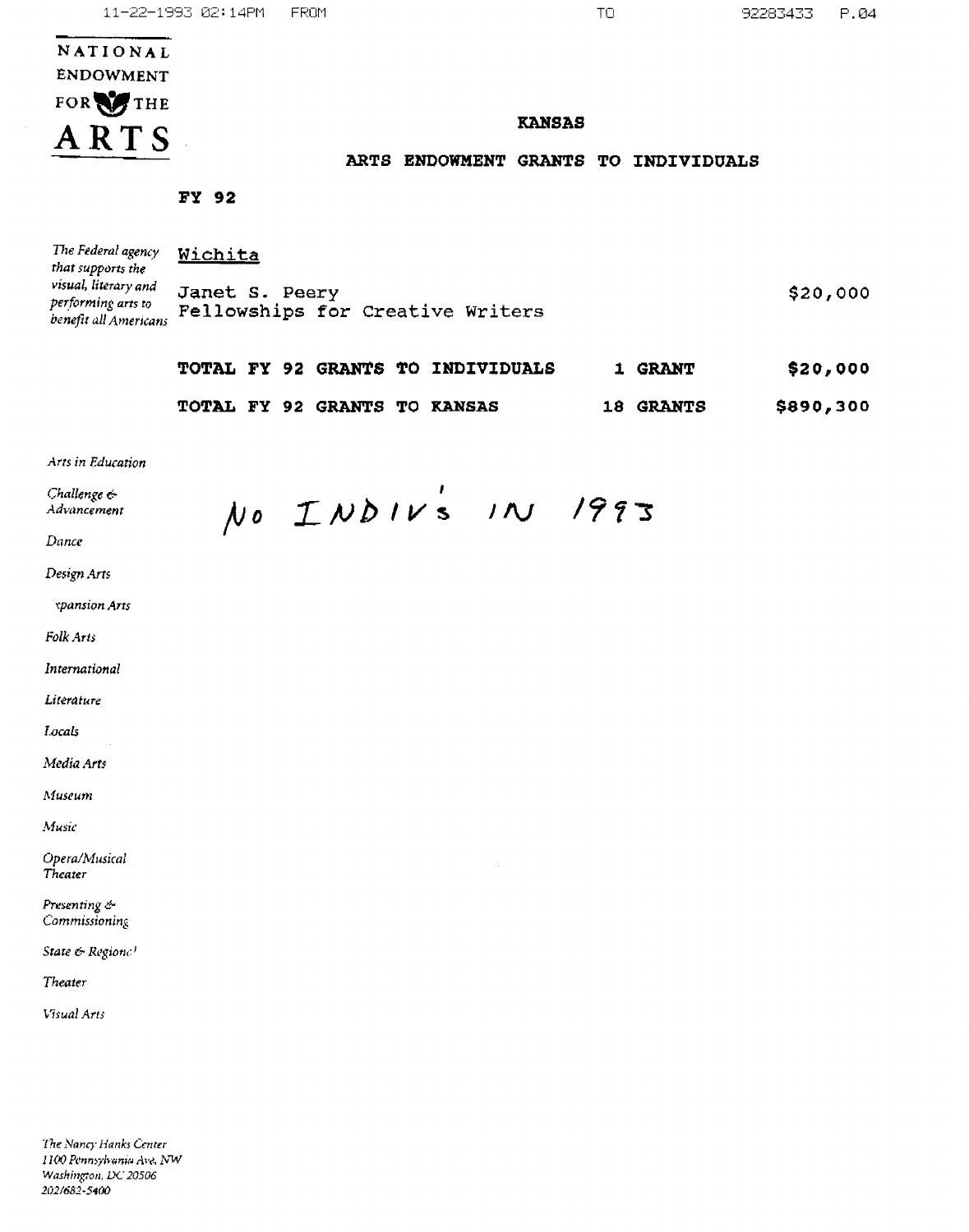NATIONAL ENDOWMENT FOR THE ARTS

## KANSAS

## ARTS ENDOWMENT GRANTS TO INDIVIDUALS

**FY 92**

*The Federal agency that supports the visual, literary and performing arts to benefit all Americans*

Wichita

| | | |
|---|---|---|
| Janet S. Peery<br>Fellowships for Creative Writers | | $20,000 |
| **TOTAL FY 92 GRANTS TO INDIVIDUALS** | **1 GRANT** | **$20,000** |
| **TOTAL FY 92 GRANTS TO KANSAS** | **18 GRANTS** | **$890,300** |

NO INDIV'S IN 1993

*Arts in Education*

*Challenge & Advancement*

*Dance*

*Design Arts*

*Expansion Arts*

*Folk Arts*

*International*

*Literature*

*Locals*

*Media Arts*

*Museum*

*Music*

*Opera/Musical Theater*

*Presenting & Commissioning*

*State & Regional*

*Theater*

*Visual Arts*

*The Nancy Hanks Center*
*1100 Pennsylvania Ave, NW*
*Washington, DC 20506*
*202/682-5400*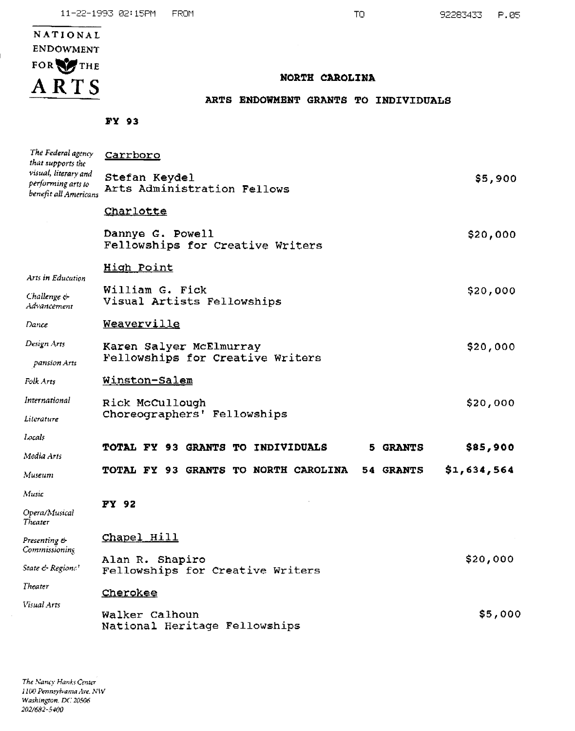NATIONAL ENDOWMENT FOR THE ARTS

*The Federal agency that supports the visual, literary and performing arts to benefit all Americans*

*Arts in Education*
*Challenge & Advancement*
*Dance*
*Design Arts*
*pansion Arts*
*Folk Arts*
*International*
*Literature*
*Locals*
*Media Arts*
*Museum*
*Music*
*Opera/Musical Theater*
*Presenting & Commissioning*
*State & Regional*
*Theater*
*Visual Arts*

**NORTH CAROLINA**

**ARTS ENDOWMENT GRANTS TO INDIVIDUALS**

**FY 93**

Carrboro

Stefan Keydel
Arts Administration Fellows — $5,900

Charlotte

Dannye G. Powell
Fellowships for Creative Writers — $20,000

High Point

William G. Fick
Visual Artists Fellowships — $20,000

Weaverville

Karen Salyer McElmurray
Fellowships for Creative Writers — $20,000

Winston-Salem

Rick McCullough
Choreographers' Fellowships — $20,000

**TOTAL FY 93 GRANTS TO INDIVIDUALS — 5 GRANTS — $85,900**

**TOTAL FY 93 GRANTS TO NORTH CAROLINA — 54 GRANTS — $1,634,564**

**FY 92**

Chapel Hill

Alan R. Shapiro
Fellowships for Creative Writers — $20,000

Cherokee

Walker Calhoun
National Heritage Fellowships — $5,000

*The Nancy Hanks Center*
*1100 Pennsylvania Ave. NW*
*Washington, DC 20506*
*202/682-5400*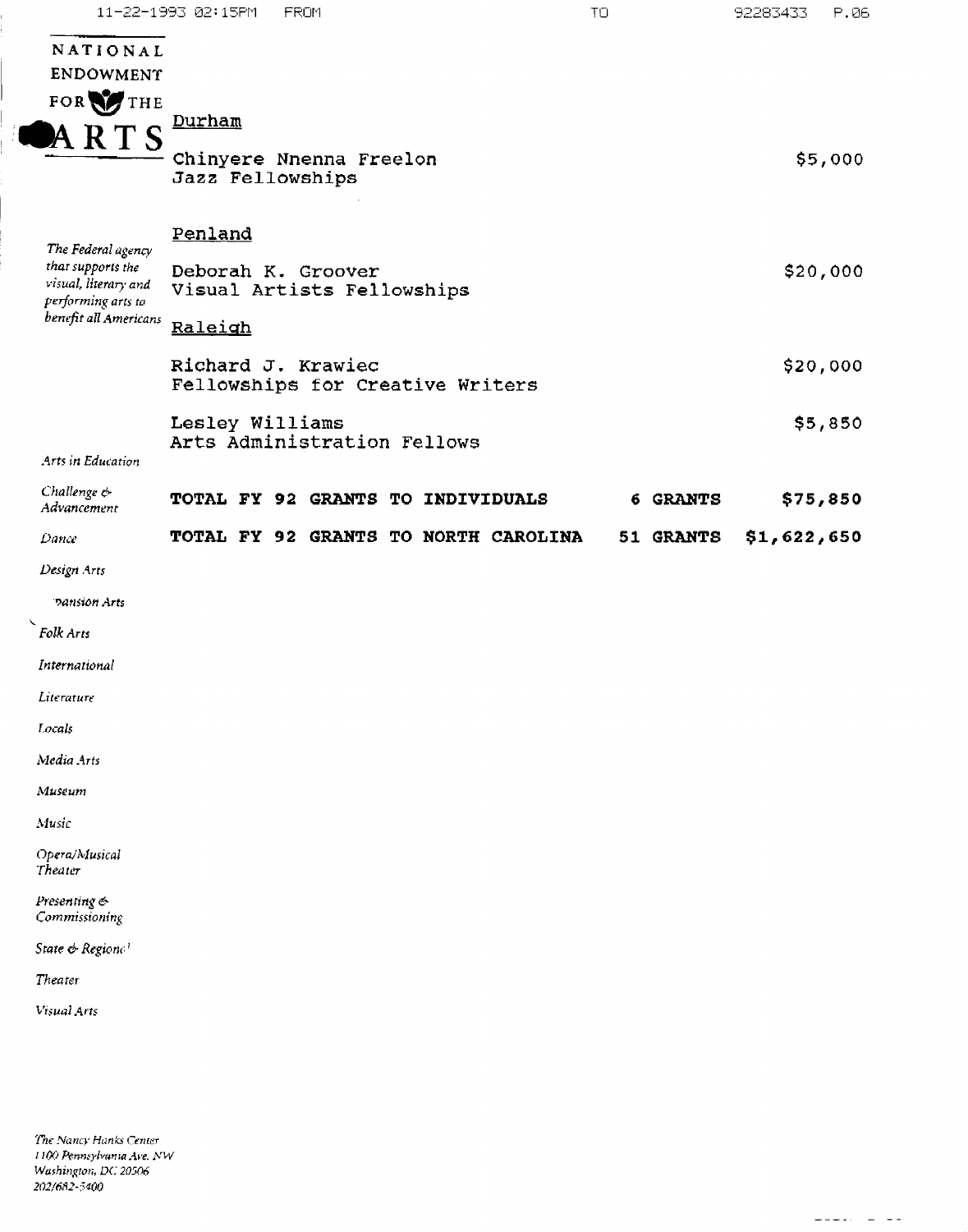NATIONAL ENDOWMENT FOR THE ARTS

*The Federal agency that supports the visual, literary and performing arts to benefit all Americans*

<u>Durham</u>

| | |
|---|---|
| Chinyere Nnenna Freelon<br>Jazz Fellowships | $5,000 |

<u>Penland</u>

| | |
|---|---|
| Deborah K. Groover<br>Visual Artists Fellowships | $20,000 |

<u>Raleigh</u>

| | |
|---|---|
| Richard J. Krawiec<br>Fellowships for Creative Writers | $20,000 |
| Lesley Williams<br>Arts Administration Fellows | $5,850 |

| | | |
|---|---|---|
| **TOTAL FY 92 GRANTS TO INDIVIDUALS** | **6 GRANTS** | **$75,850** |
| **TOTAL FY 92 GRANTS TO NORTH CAROLINA** | **51 GRANTS** | **$1,622,650** |

*Arts in Education*
*Challenge & Advancement*
*Dance*
*Design Arts*
*Expansion Arts*
*Folk Arts*
*International*
*Literature*
*Locals*
*Media Arts*
*Museum*
*Music*
*Opera/Musical Theater*
*Presenting & Commissioning*
*State & Regional*
*Theater*
*Visual Arts*

*The Nancy Hanks Center*
*1100 Pennsylvania Ave. NW*
*Washington, DC 20506*
*202/682-5400*